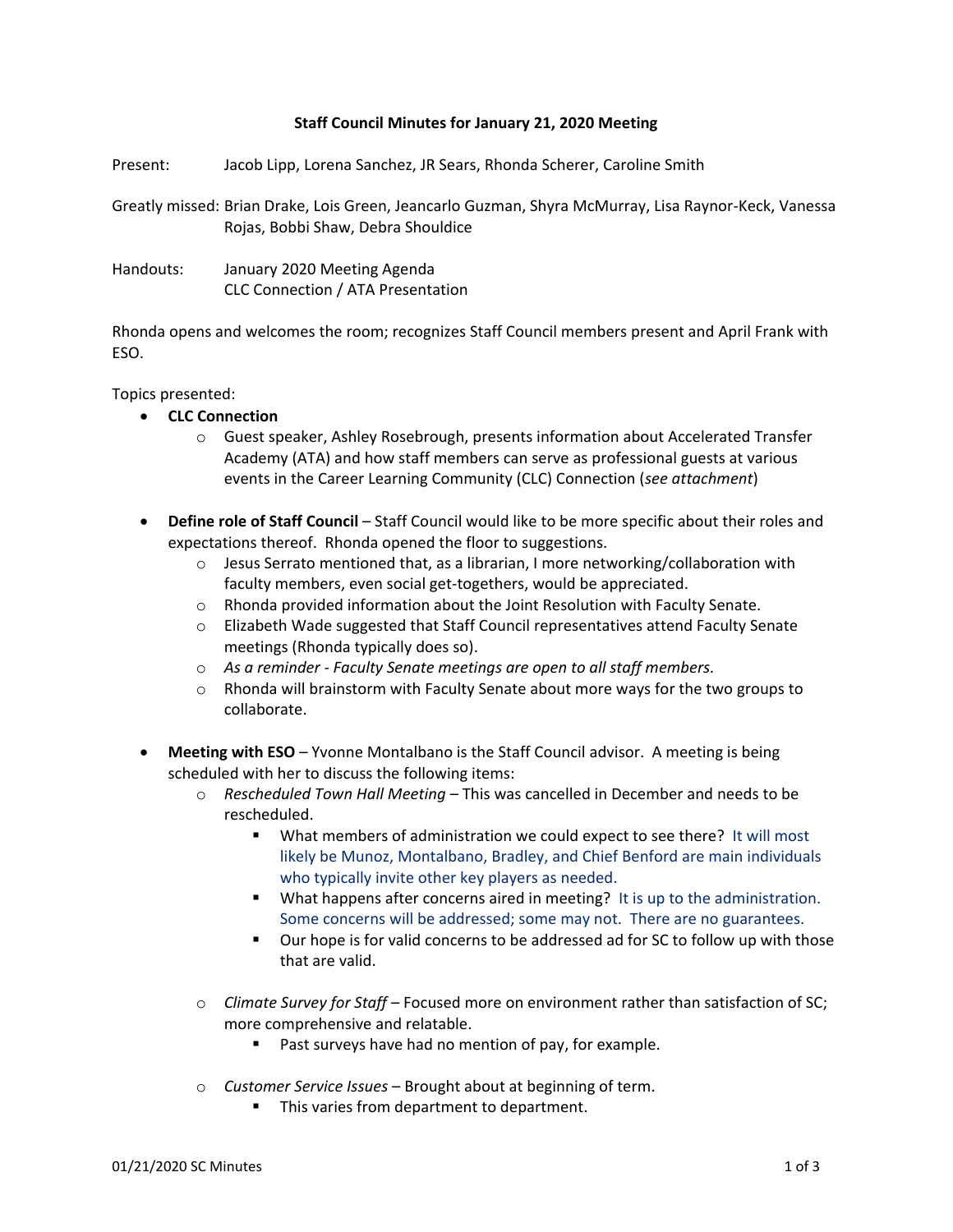**Staff Council Minutes for January 21, 2020 Meeting**

Present: Jacob Lipp, Lorena Sanchez, JR Sears, Rhonda Scherer, Caroline Smith

Greatly missed: Brian Drake, Lois Green, Jeancarlo Guzman, Shyra McMurray, Lisa Raynor-Keck, Vanessa Rojas, Bobbi Shaw, Debra Shouldice

Handouts: January 2020 Meeting Agenda
CLC Connection / ATA Presentation

Rhonda opens and welcomes the room; recognizes Staff Council members present and April Frank with ESO.

Topics presented:

- **CLC Connection**
  - Guest speaker, Ashley Rosebrough, presents information about Accelerated Transfer Academy (ATA) and how staff members can serve as professional guests at various events in the Career Learning Community (CLC) Connection (*see attachment*)

- **Define role of Staff Council** – Staff Council would like to be more specific about their roles and expectations thereof. Rhonda opened the floor to suggestions.
  - Jesus Serrato mentioned that, as a librarian, I more networking/collaboration with faculty members, even social get-togethers, would be appreciated.
  - Rhonda provided information about the Joint Resolution with Faculty Senate.
  - Elizabeth Wade suggested that Staff Council representatives attend Faculty Senate meetings (Rhonda typically does so).
  - *As a reminder - Faculty Senate meetings are open to all staff members.*
  - Rhonda will brainstorm with Faculty Senate about more ways for the two groups to collaborate.

- **Meeting with ESO** – Yvonne Montalbano is the Staff Council advisor. A meeting is being scheduled with her to discuss the following items:
  - *Rescheduled Town Hall Meeting* – This was cancelled in December and needs to be rescheduled.
    - What members of administration we could expect to see there? It will most likely be Munoz, Montalbano, Bradley, and Chief Benford are main individuals who typically invite other key players as needed.
    - What happens after concerns aired in meeting? It is up to the administration. Some concerns will be addressed; some may not. There are no guarantees.
    - Our hope is for valid concerns to be addressed ad for SC to follow up with those that are valid.
  - *Climate Survey for Staff* – Focused more on environment rather than satisfaction of SC; more comprehensive and relatable.
    - Past surveys have had no mention of pay, for example.
  - *Customer Service Issues* – Brought about at beginning of term.
    - This varies from department to department.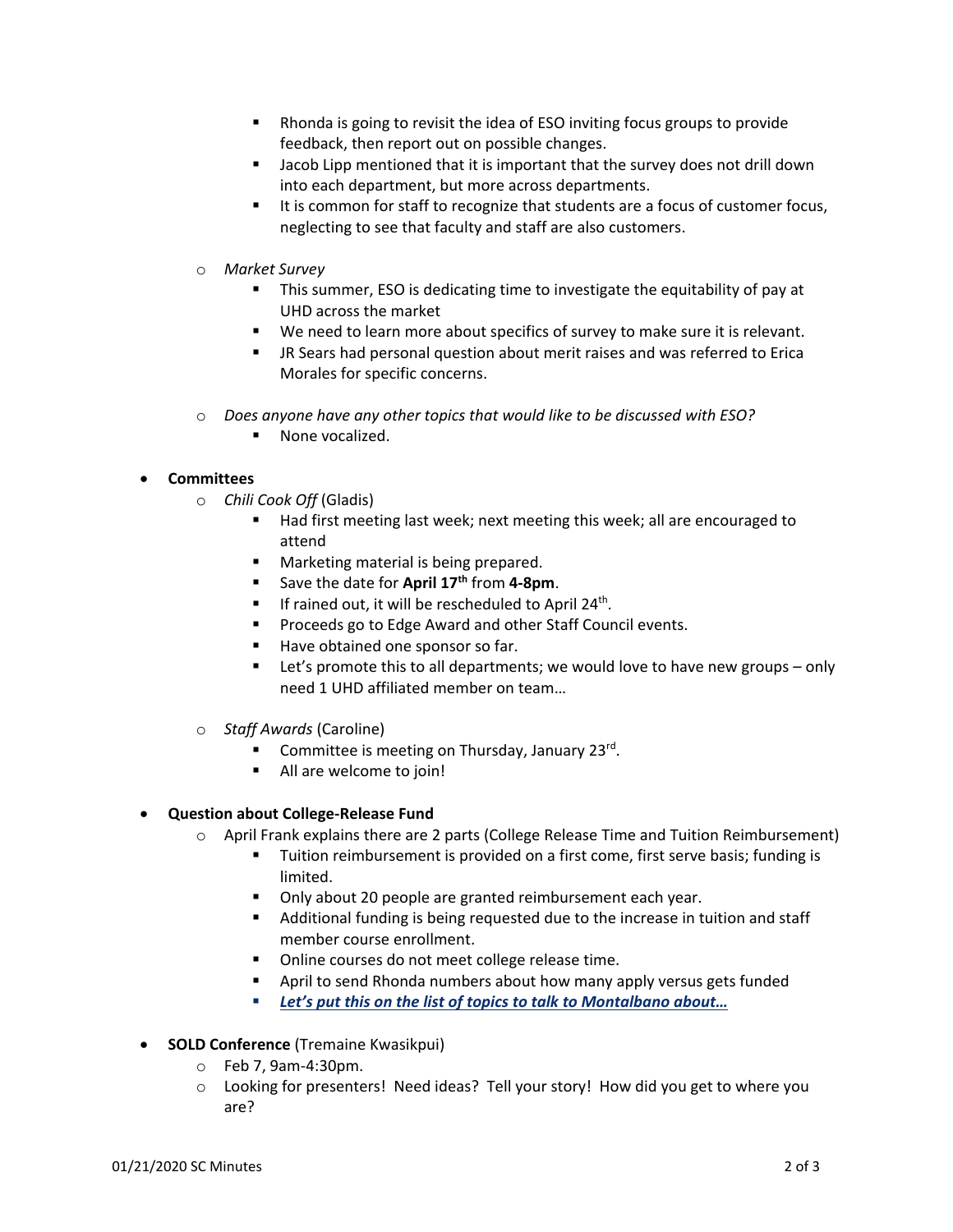- Rhonda is going to revisit the idea of ESO inviting focus groups to provide feedback, then report out on possible changes.
        - Jacob Lipp mentioned that it is important that the survey does not drill down into each department, but more across departments.
        - It is common for staff to recognize that students are a focus of customer focus, neglecting to see that faculty and staff are also customers.
    - *Market Survey*
        - This summer, ESO is dedicating time to investigate the equitability of pay at UHD across the market
        - We need to learn more about specifics of survey to make sure it is relevant.
        - JR Sears had personal question about merit raises and was referred to Erica Morales for specific concerns.
    - *Does anyone have any other topics that would like to be discussed with ESO?*
        - None vocalized.

- **Committees**
    - *Chili Cook Off* (Gladis)
        - Had first meeting last week; next meeting this week; all are encouraged to attend
        - Marketing material is being prepared.
        - Save the date for **April 17th** from **4-8pm**.
        - If rained out, it will be rescheduled to April 24th.
        - Proceeds go to Edge Award and other Staff Council events.
        - Have obtained one sponsor so far.
        - Let's promote this to all departments; we would love to have new groups – only need 1 UHD affiliated member on team…
    - *Staff Awards* (Caroline)
        - Committee is meeting on Thursday, January 23rd.
        - All are welcome to join!

- **Question about College-Release Fund**
    - April Frank explains there are 2 parts (College Release Time and Tuition Reimbursement)
        - Tuition reimbursement is provided on a first come, first serve basis; funding is limited.
        - Only about 20 people are granted reimbursement each year.
        - Additional funding is being requested due to the increase in tuition and staff member course enrollment.
        - Online courses do not meet college release time.
        - April to send Rhonda numbers about how many apply versus gets funded
        - ***Let's put this on the list of topics to talk to Montalbano about…***

- **SOLD Conference** (Tremaine Kwasikpui)
    - Feb 7, 9am-4:30pm.
    - Looking for presenters! Need ideas? Tell your story! How did you get to where you are?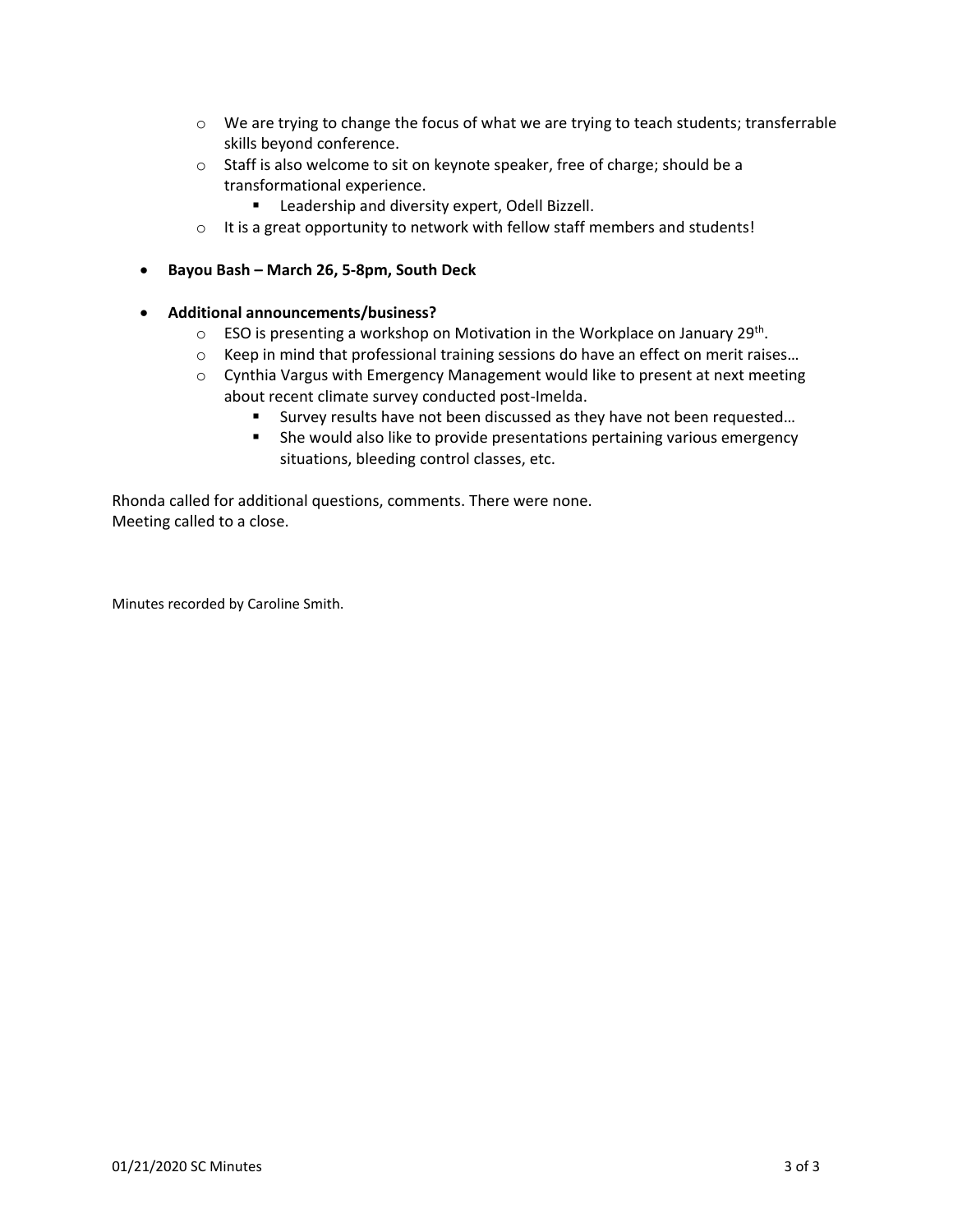- We are trying to change the focus of what we are trying to teach students; transferrable skills beyond conference.
  - Staff is also welcome to sit on keynote speaker, free of charge; should be a transformational experience.
    - Leadership and diversity expert, Odell Bizzell.
  - It is a great opportunity to network with fellow staff members and students!

- **Bayou Bash – March 26, 5-8pm, South Deck**

- **Additional announcements/business?**
  - ESO is presenting a workshop on Motivation in the Workplace on January 29th.
  - Keep in mind that professional training sessions do have an effect on merit raises…
  - Cynthia Vargus with Emergency Management would like to present at next meeting about recent climate survey conducted post-Imelda.
    - Survey results have not been discussed as they have not been requested…
    - She would also like to provide presentations pertaining various emergency situations, bleeding control classes, etc.

Rhonda called for additional questions, comments. There were none.
Meeting called to a close.

Minutes recorded by Caroline Smith.